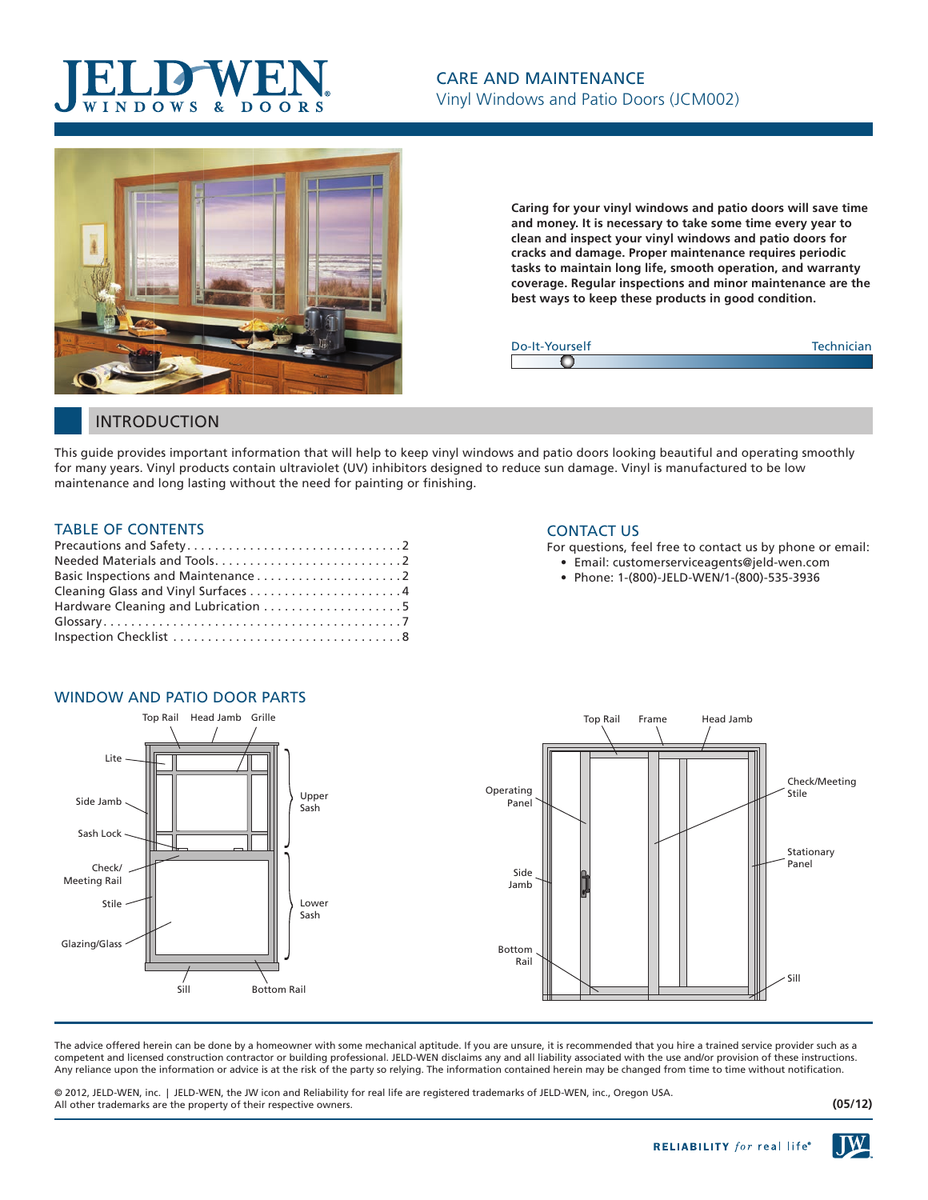# CARE AND MAINTENANCE

Vinyl Windows and Patio Doors (JCM002)

**Caring for your vinyl windows and patio doors will save time and money. It is necessary to take some time every year to clean and inspect your vinyl windows and patio doors for cracks and damage. Proper maintenance requires periodic tasks to maintain long life, smooth operation, and warranty coverage. Regular inspections and minor maintenance are the best ways to keep these products in good condition.**

Do-It-Yourself — Technician

## INTRODUCTION

This guide provides important information that will help to keep vinyl windows and patio doors looking beautiful and operating smoothly for many years. Vinyl products contain ultraviolet (UV) inhibitors designed to reduce sun damage. Vinyl is manufactured to be low maintenance and long lasting without the need for painting or finishing.

### TABLE OF CONTENTS

- Precautions and Safety .......... 2
- Needed Materials and Tools .......... 2
- Basic Inspections and Maintenance .......... 2
- Cleaning Glass and Vinyl Surfaces .......... 4
- Hardware Cleaning and Lubrication .......... 5
- Glossary .......... 7
- Inspection Checklist .......... 8

### CONTACT US

For questions, feel free to contact us by phone or email:

- Email: customerserviceagents@jeld-wen.com
- Phone: 1-(800)-JELD-WEN/1-(800)-535-3936

### WINDOW AND PATIO DOOR PARTS

Window: Top Rail, Head Jamb, Grille, Lite, Side Jamb, Sash Lock, Check/Meeting Rail, Stile, Glazing/Glass, Sill, Bottom Rail, Upper Sash, Lower Sash

Patio Door: Top Rail, Frame, Head Jamb, Operating Panel, Side Jamb, Bottom Rail, Check/Meeting Stile, Stationary Panel, Sill

The advice offered herein can be done by a homeowner with some mechanical aptitude. If you are unsure, it is recommended that you hire a trained service provider such as a competent and licensed construction contractor or building professional. JELD-WEN disclaims any and all liability associated with the use and/or provision of these instructions. Any reliance upon the information or advice is at the risk of the party so relying. The information contained herein may be changed from time to time without notification.

© 2012, JELD-WEN, inc. | JELD-WEN, the JW icon and Reliability for real life are registered trademarks of JELD-WEN, inc., Oregon USA. All other trademarks are the property of their respective owners.

**(05/12)**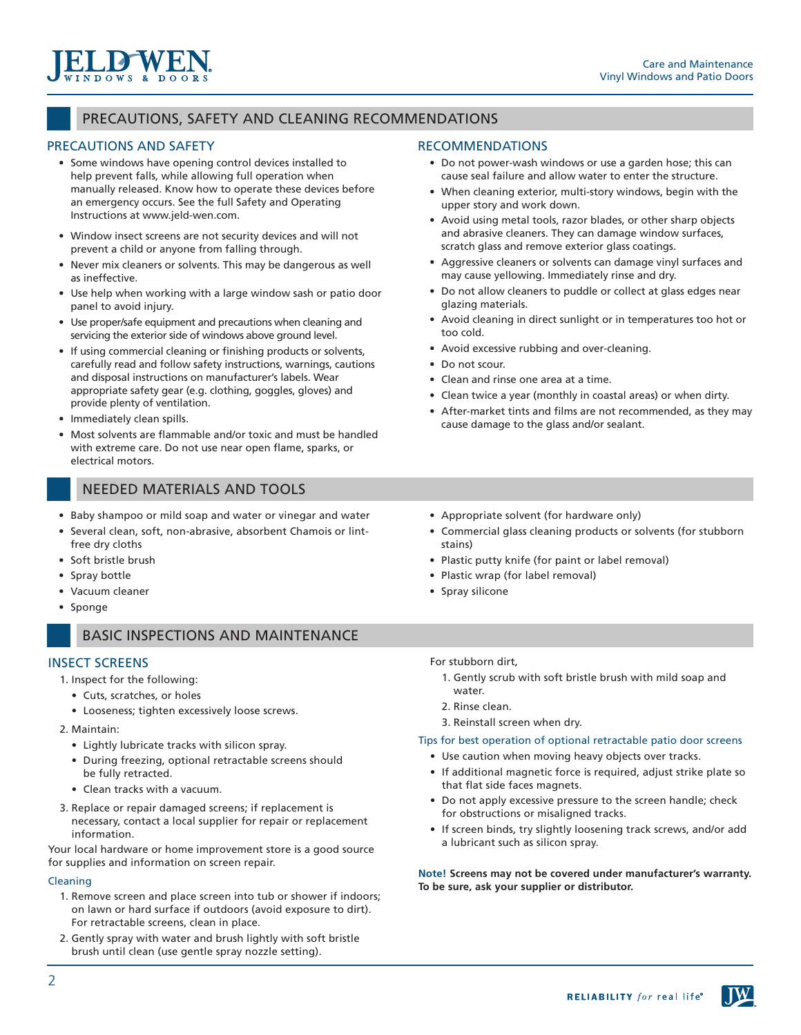# PRECAUTIONS, SAFETY AND CLEANING RECOMMENDATIONS

## PRECAUTIONS AND SAFETY

- Some windows have opening control devices installed to help prevent falls, while allowing full operation when manually released. Know how to operate these devices before an emergency occurs. See the full Safety and Operating Instructions at www.jeld-wen.com.
- Window insect screens are not security devices and will not prevent a child or anyone from falling through.
- Never mix cleaners or solvents. This may be dangerous as well as ineffective.
- Use help when working with a large window sash or patio door panel to avoid injury.
- Use proper/safe equipment and precautions when cleaning and servicing the exterior side of windows above ground level.
- If using commercial cleaning or finishing products or solvents, carefully read and follow safety instructions, warnings, cautions and disposal instructions on manufacturer's labels. Wear appropriate safety gear (e.g. clothing, goggles, gloves) and provide plenty of ventilation.
- Immediately clean spills.
- Most solvents are flammable and/or toxic and must be handled with extreme care. Do not use near open flame, sparks, or electrical motors.

## RECOMMENDATIONS

- Do not power-wash windows or use a garden hose; this can cause seal failure and allow water to enter the structure.
- When cleaning exterior, multi-story windows, begin with the upper story and work down.
- Avoid using metal tools, razor blades, or other sharp objects and abrasive cleaners. They can damage window surfaces, scratch glass and remove exterior glass coatings.
- Aggressive cleaners or solvents can damage vinyl surfaces and may cause yellowing. Immediately rinse and dry.
- Do not allow cleaners to puddle or collect at glass edges near glazing materials.
- Avoid cleaning in direct sunlight or in temperatures too hot or too cold.
- Avoid excessive rubbing and over-cleaning.
- Do not scour.
- Clean and rinse one area at a time.
- Clean twice a year (monthly in coastal areas) or when dirty.
- After-market tints and films are not recommended, as they may cause damage to the glass and/or sealant.

# NEEDED MATERIALS AND TOOLS

- Baby shampoo or mild soap and water or vinegar and water
- Several clean, soft, non-abrasive, absorbent Chamois or lint-free dry cloths
- Soft bristle brush
- Spray bottle
- Vacuum cleaner
- Sponge
- Appropriate solvent (for hardware only)
- Commercial glass cleaning products or solvents (for stubborn stains)
- Plastic putty knife (for paint or label removal)
- Plastic wrap (for label removal)
- Spray silicone

# BASIC INSPECTIONS AND MAINTENANCE

## INSECT SCREENS

1. Inspect for the following:
   - Cuts, scratches, or holes
   - Looseness; tighten excessively loose screws.
2. Maintain:
   - Lightly lubricate tracks with silicon spray.
   - During freezing, optional retractable screens should be fully retracted.
   - Clean tracks with a vacuum.
3. Replace or repair damaged screens; if replacement is necessary, contact a local supplier for repair or replacement information.

Your local hardware or home improvement store is a good source for supplies and information on screen repair.

### Cleaning

1. Remove screen and place screen into tub or shower if indoors; on lawn or hard surface if outdoors (avoid exposure to dirt). For retractable screens, clean in place.
2. Gently spray with water and brush lightly with soft bristle brush until clean (use gentle spray nozzle setting).

For stubborn dirt,

1. Gently scrub with soft bristle brush with mild soap and water.
2. Rinse clean.
3. Reinstall screen when dry.

### Tips for best operation of optional retractable patio door screens

- Use caution when moving heavy objects over tracks.
- If additional magnetic force is required, adjust strike plate so that flat side faces magnets.
- Do not apply excessive pressure to the screen handle; check for obstructions or misaligned tracks.
- If screen binds, try slightly loosening track screws, and/or add a lubricant such as silicon spray.

**Note! Screens may not be covered under manufacturer's warranty. To be sure, ask your supplier or distributor.**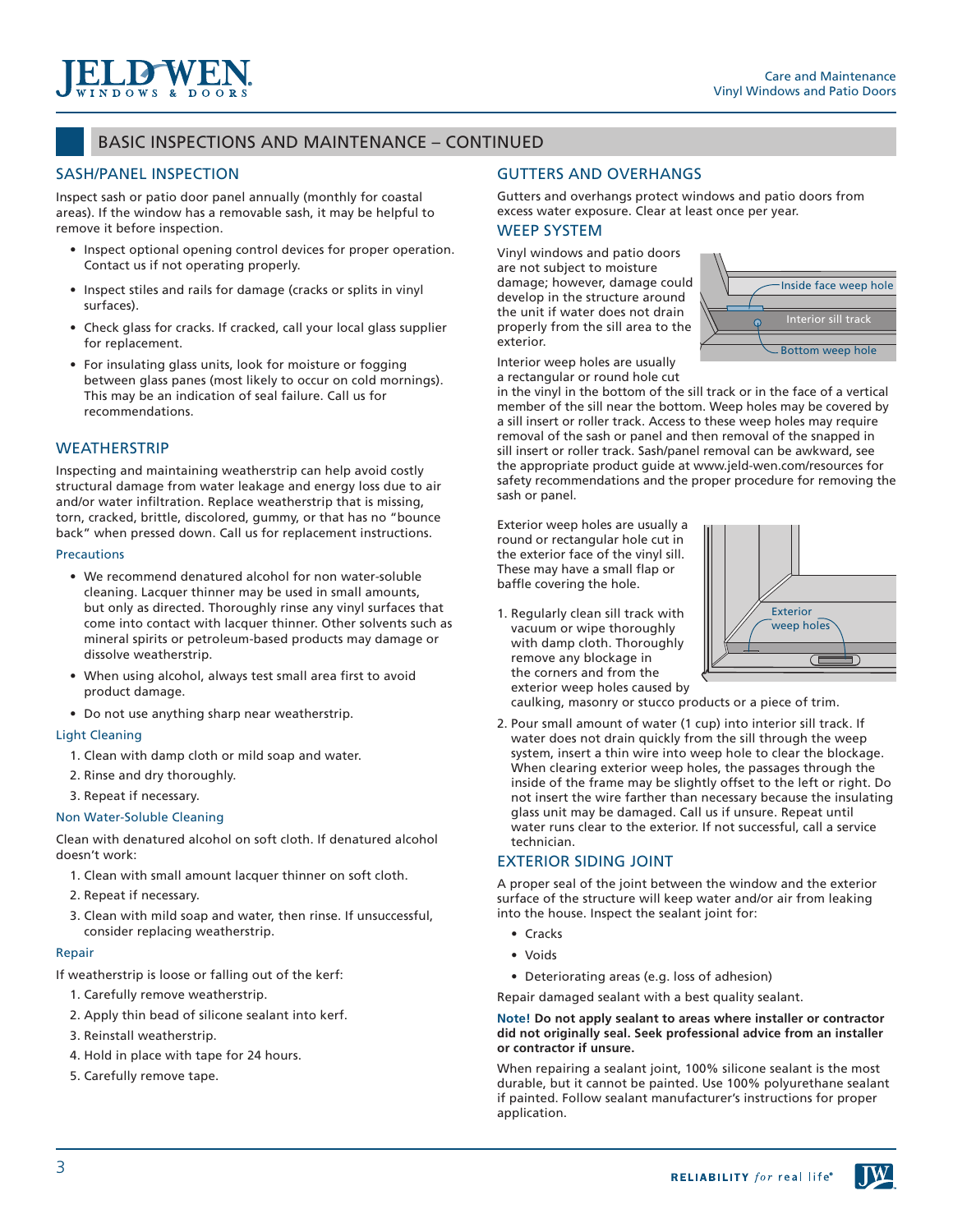## BASIC INSPECTIONS AND MAINTENANCE – CONTINUED

### SASH/PANEL INSPECTION

Inspect sash or patio door panel annually (monthly for coastal areas). If the window has a removable sash, it may be helpful to remove it before inspection.

- Inspect optional opening control devices for proper operation. Contact us if not operating properly.
- Inspect stiles and rails for damage (cracks or splits in vinyl surfaces).
- Check glass for cracks. If cracked, call your local glass supplier for replacement.
- For insulating glass units, look for moisture or fogging between glass panes (most likely to occur on cold mornings). This may be an indication of seal failure. Call us for recommendations.

### WEATHERSTRIP

Inspecting and maintaining weatherstrip can help avoid costly structural damage from water leakage and energy loss due to air and/or water infiltration. Replace weatherstrip that is missing, torn, cracked, brittle, discolored, gummy, or that has no "bounce back" when pressed down. Call us for replacement instructions.

#### Precautions

- We recommend denatured alcohol for non water-soluble cleaning. Lacquer thinner may be used in small amounts, but only as directed. Thoroughly rinse any vinyl surfaces that come into contact with lacquer thinner. Other solvents such as mineral spirits or petroleum-based products may damage or dissolve weatherstrip.
- When using alcohol, always test small area first to avoid product damage.
- Do not use anything sharp near weatherstrip.

#### Light Cleaning

1. Clean with damp cloth or mild soap and water.
2. Rinse and dry thoroughly.
3. Repeat if necessary.

#### Non Water-Soluble Cleaning

Clean with denatured alcohol on soft cloth. If denatured alcohol doesn't work:

1. Clean with small amount lacquer thinner on soft cloth.
2. Repeat if necessary.
3. Clean with mild soap and water, then rinse. If unsuccessful, consider replacing weatherstrip.

#### Repair

If weatherstrip is loose or falling out of the kerf:

1. Carefully remove weatherstrip.
2. Apply thin bead of silicone sealant into kerf.
3. Reinstall weatherstrip.
4. Hold in place with tape for 24 hours.
5. Carefully remove tape.

### GUTTERS AND OVERHANGS

Gutters and overhangs protect windows and patio doors from excess water exposure. Clear at least once per year.

### WEEP SYSTEM

Vinyl windows and patio doors are not subject to moisture damage; however, damage could develop in the structure around the unit if water does not drain properly from the sill area to the exterior.

Inside face weep hole

Interior sill track

Bottom weep hole

Interior weep holes are usually a rectangular or round hole cut in the vinyl in the bottom of the sill track or in the face of a vertical member of the sill near the bottom. Weep holes may be covered by a sill insert or roller track. Access to these weep holes may require removal of the sash or panel and then removal of the snapped in sill insert or roller track. Sash/panel removal can be awkward, see the appropriate product guide at www.jeld-wen.com/resources for safety recommendations and the proper procedure for removing the sash or panel.

Exterior weep holes are usually a round or rectangular hole cut in the exterior face of the vinyl sill. These may have a small flap or baffle covering the hole.

Exterior weep holes

1. Regularly clean sill track with vacuum or wipe thoroughly with damp cloth. Thoroughly remove any blockage in the corners and from the exterior weep holes caused by caulking, masonry or stucco products or a piece of trim.
2. Pour small amount of water (1 cup) into interior sill track. If water does not drain quickly from the sill through the weep system, insert a thin wire into weep hole to clear the blockage. When clearing exterior weep holes, the passages through the inside of the frame may be slightly offset to the left or right. Do not insert the wire farther than necessary because the insulating glass unit may be damaged. Call us if unsure. Repeat until water runs clear to the exterior. If not successful, call a service technician.

### EXTERIOR SIDING JOINT

A proper seal of the joint between the window and the exterior surface of the structure will keep water and/or air from leaking into the house. Inspect the sealant joint for:

- Cracks
- Voids
- Deteriorating areas (e.g. loss of adhesion)

Repair damaged sealant with a best quality sealant.

**Note! Do not apply sealant to areas where installer or contractor did not originally seal. Seek professional advice from an installer or contractor if unsure.**

When repairing a sealant joint, 100% silicone sealant is the most durable, but it cannot be painted. Use 100% polyurethane sealant if painted. Follow sealant manufacturer's instructions for proper application.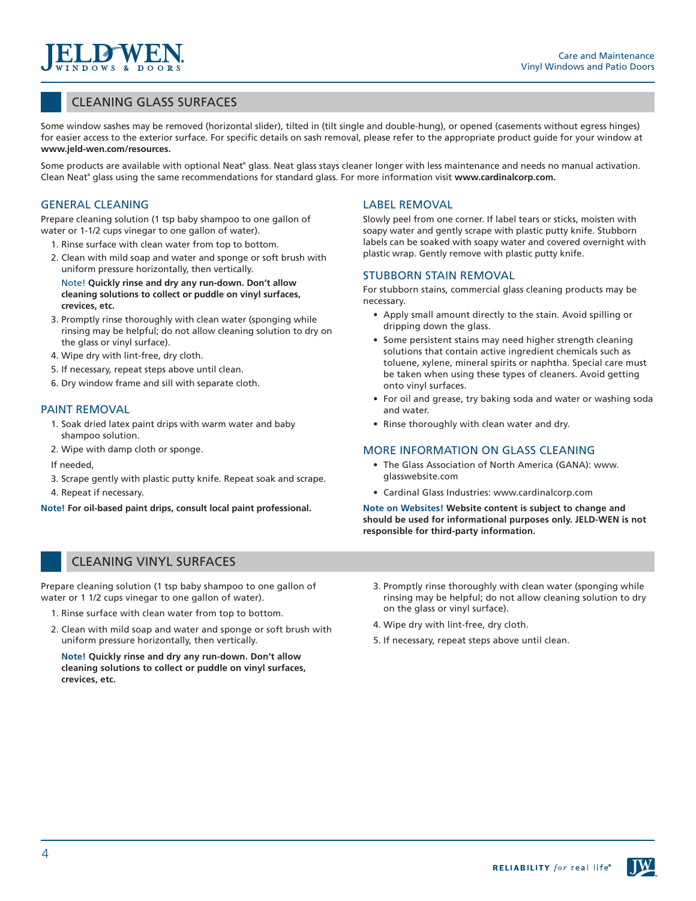## CLEANING GLASS SURFACES

Some window sashes may be removed (horizontal slider), tilted in (tilt single and double-hung), or opened (casements without egress hinges) for easier access to the exterior surface. For specific details on sash removal, please refer to the appropriate product guide for your window at **www.jeld-wen.com/resources.**

Some products are available with optional Neat® glass. Neat glass stays cleaner longer with less maintenance and needs no manual activation. Clean Neat® glass using the same recommendations for standard glass. For more information visit **www.cardinalcorp.com.**

### GENERAL CLEANING

Prepare cleaning solution (1 tsp baby shampoo to one gallon of water or 1-1/2 cups vinegar to one gallon of water).

1. Rinse surface with clean water from top to bottom.
2. Clean with mild soap and sponge or soft brush with uniform pressure horizontally, then vertically.

   Note! **Quickly rinse and dry any run-down. Don't allow cleaning solutions to collect or puddle on vinyl surfaces, crevices, etc.**
3. Promptly rinse thoroughly with clean water (sponging while rinsing may be helpful; do not allow cleaning solution to dry on the glass or vinyl surface).
4. Wipe dry with lint-free, dry cloth.
5. If necessary, repeat steps above until clean.
6. Dry window frame and sill with separate cloth.

### PAINT REMOVAL

1. Soak dried latex paint drips with warm water and baby shampoo solution.
2. Wipe with damp cloth or sponge.

If needed,

3. Scrape gently with plastic putty knife. Repeat soak and scrape.
4. Repeat if necessary.

**Note! For oil-based paint drips, consult local paint professional.**

### LABEL REMOVAL

Slowly peel from one corner. If label tears or sticks, moisten with soapy water and gently scrape with plastic putty knife. Stubborn labels can be soaked with soapy water and covered overnight with plastic wrap. Gently remove with plastic putty knife.

### STUBBORN STAIN REMOVAL

For stubborn stains, commercial glass cleaning products may be necessary.

- Apply small amount directly to the stain. Avoid spilling or dripping down the glass.
- Some persistent stains may need higher strength cleaning solutions that contain active ingredient chemicals such as toluene, xylene, mineral spirits or naphtha. Special care must be taken when using these types of cleaners. Avoid getting onto vinyl surfaces.
- For oil and grease, try baking soda and water or washing soda and water.
- Rinse thoroughly with clean water and dry.

### MORE INFORMATION ON GLASS CLEANING

- The Glass Association of North America (GANA): www.glasswebsite.com
- Cardinal Glass Industries: www.cardinalcorp.com

**Note on Websites! Website content is subject to change and should be used for informational purposes only. JELD-WEN is not responsible for third-party information.**

## CLEANING VINYL SURFACES

Prepare cleaning solution (1 tsp baby shampoo to one gallon of water or 1 1/2 cups vinegar to one gallon of water).

1. Rinse surface with clean water from top to bottom.
2. Clean with mild soap and water and sponge or soft brush with uniform pressure horizontally, then vertically.

   **Note! Quickly rinse and dry any run-down. Don't allow cleaning solutions to collect or puddle on vinyl surfaces, crevices, etc.**
3. Promptly rinse thoroughly with clean water (sponging while rinsing may be helpful; do not allow cleaning solution to dry on the glass or vinyl surface).
4. Wipe dry with lint-free, dry cloth.
5. If necessary, repeat steps above until clean.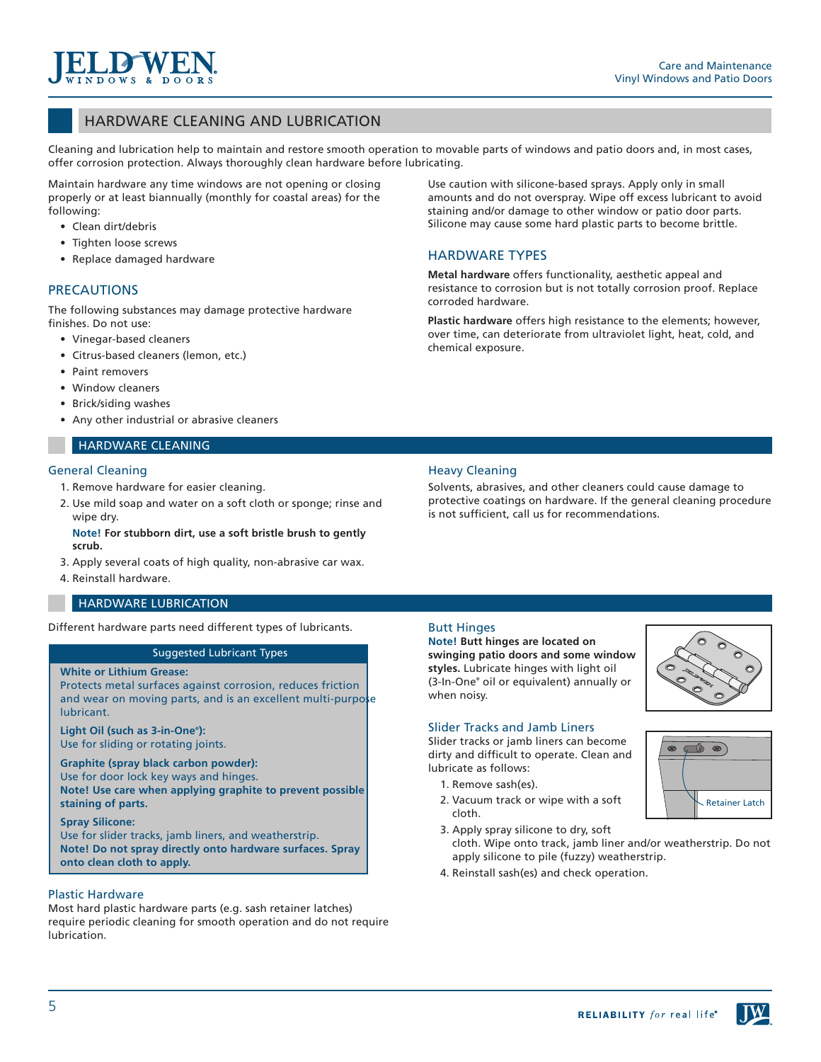# HARDWARE CLEANING AND LUBRICATION

Cleaning and lubrication help to maintain and restore smooth operation to movable parts of windows and patio doors and, in most cases, offer corrosion protection. Always thoroughly clean hardware before lubricating.

Maintain hardware any time windows are not opening or closing properly or at least biannually (monthly for coastal areas) for the following:

- Clean dirt/debris
- Tighten loose screws
- Replace damaged hardware

## PRECAUTIONS

The following substances may damage protective hardware finishes. Do not use:

- Vinegar-based cleaners
- Citrus-based cleaners (lemon, etc.)
- Paint removers
- Window cleaners
- Brick/siding washes
- Any other industrial or abrasive cleaners

Use caution with silicone-based sprays. Apply only in small amounts and do not overspray. Wipe off excess lubricant to avoid staining and/or damage to other window or patio door parts. Silicone may cause some hard plastic parts to become brittle.

## HARDWARE TYPES

**Metal hardware** offers functionality, aesthetic appeal and resistance to corrosion but is not totally corrosion proof. Replace corroded hardware.

**Plastic hardware** offers high resistance to the elements; however, over time, can deteriorate from ultraviolet light, heat, cold, and chemical exposure.

## HARDWARE CLEANING

### General Cleaning

1. Remove hardware for easier cleaning.
2. Use mild soap and water on a soft cloth or sponge; rinse and wipe dry.

   **Note! For stubborn dirt, use a soft bristle brush to gently scrub.**
3. Apply several coats of high quality, non-abrasive car wax.
4. Reinstall hardware.

### Heavy Cleaning

Solvents, abrasives, and other cleaners could cause damage to protective coatings on hardware. If the general cleaning procedure is not sufficient, call us for recommendations.

## HARDWARE LUBRICATION

Different hardware parts need different types of lubricants.

**Suggested Lubricant Types**

**White or Lithium Grease:**
Protects metal surfaces against corrosion, reduces friction and wear on moving parts, and is an excellent multi-purpose lubricant.

**Light Oil (such as 3-in-One®):**
Use for sliding or rotating joints.

**Graphite (spray black carbon powder):**
Use for door lock key ways and hinges.
**Note! Use care when applying graphite to prevent possible staining of parts.**

**Spray Silicone:**
Use for slider tracks, jamb liners, and weatherstrip.
**Note! Do not spray directly onto hardware surfaces. Spray onto clean cloth to apply.**

### Plastic Hardware

Most hard plastic hardware parts (e.g. sash retainer latches) require periodic cleaning for smooth operation and do not require lubrication.

### Butt Hinges

**Note! Butt hinges are located on swinging patio doors and some window styles.** Lubricate hinges with light oil (3-In-One® oil or equivalent) annually or when noisy.

### Slider Tracks and Jamb Liners

Slider tracks or jamb liners can become dirty and difficult to operate. Clean and lubricate as follows:

1. Remove sash(es).
2. Vacuum track or wipe with a soft cloth.
3. Apply spray silicone to dry, soft cloth. Wipe onto track, jamb liner and/or weatherstrip. Do not apply silicone to pile (fuzzy) weatherstrip.
4. Reinstall sash(es) and check operation.

Retainer Latch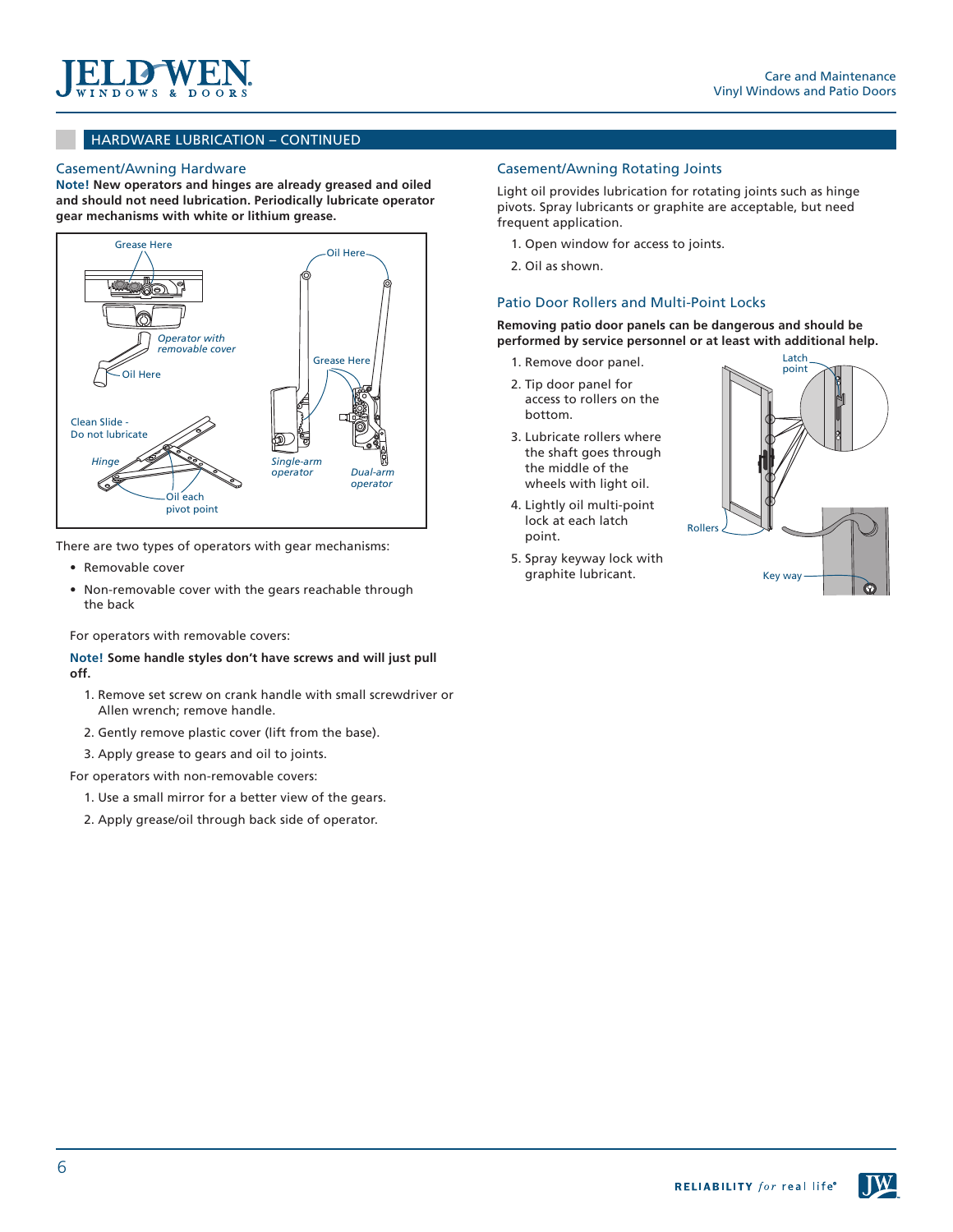## HARDWARE LUBRICATION – CONTINUED

### Casement/Awning Hardware

**Note! New operators and hinges are already greased and oiled and should not need lubrication. Periodically lubricate operator gear mechanisms with white or lithium grease.**

Grease Here

Oil Here

*Operator with removable cover*

Oil Here

Grease Here

Clean Slide - Do not lubricate

*Hinge*

Oil each pivot point

*Single-arm operator*

*Dual-arm operator*

There are two types of operators with gear mechanisms:

- Removable cover
- Non-removable cover with the gears reachable through the back

For operators with removable covers:

**Note! Some handle styles don't have screws and will just pull off.**

1. Remove set screw on crank handle with small screwdriver or Allen wrench; remove handle.
2. Gently remove plastic cover (lift from the base).
3. Apply grease to gears and oil to joints.

For operators with non-removable covers:

1. Use a small mirror for a better view of the gears.
2. Apply grease/oil through back side of operator.

### Casement/Awning Rotating Joints

Light oil provides lubrication for rotating joints such as hinge pivots. Spray lubricants or graphite are acceptable, but need frequent application.

1. Open window for access to joints.
2. Oil as shown.

### Patio Door Rollers and Multi-Point Locks

**Removing patio door panels can be dangerous and should be performed by service personnel or at least with additional help.**

1. Remove door panel.
2. Tip door panel for access to rollers on the bottom.
3. Lubricate rollers where the shaft goes through the middle of the wheels with light oil.
4. Lightly oil multi-point lock at each latch point.
5. Spray keyway lock with graphite lubricant.

Latch point

Rollers

Key way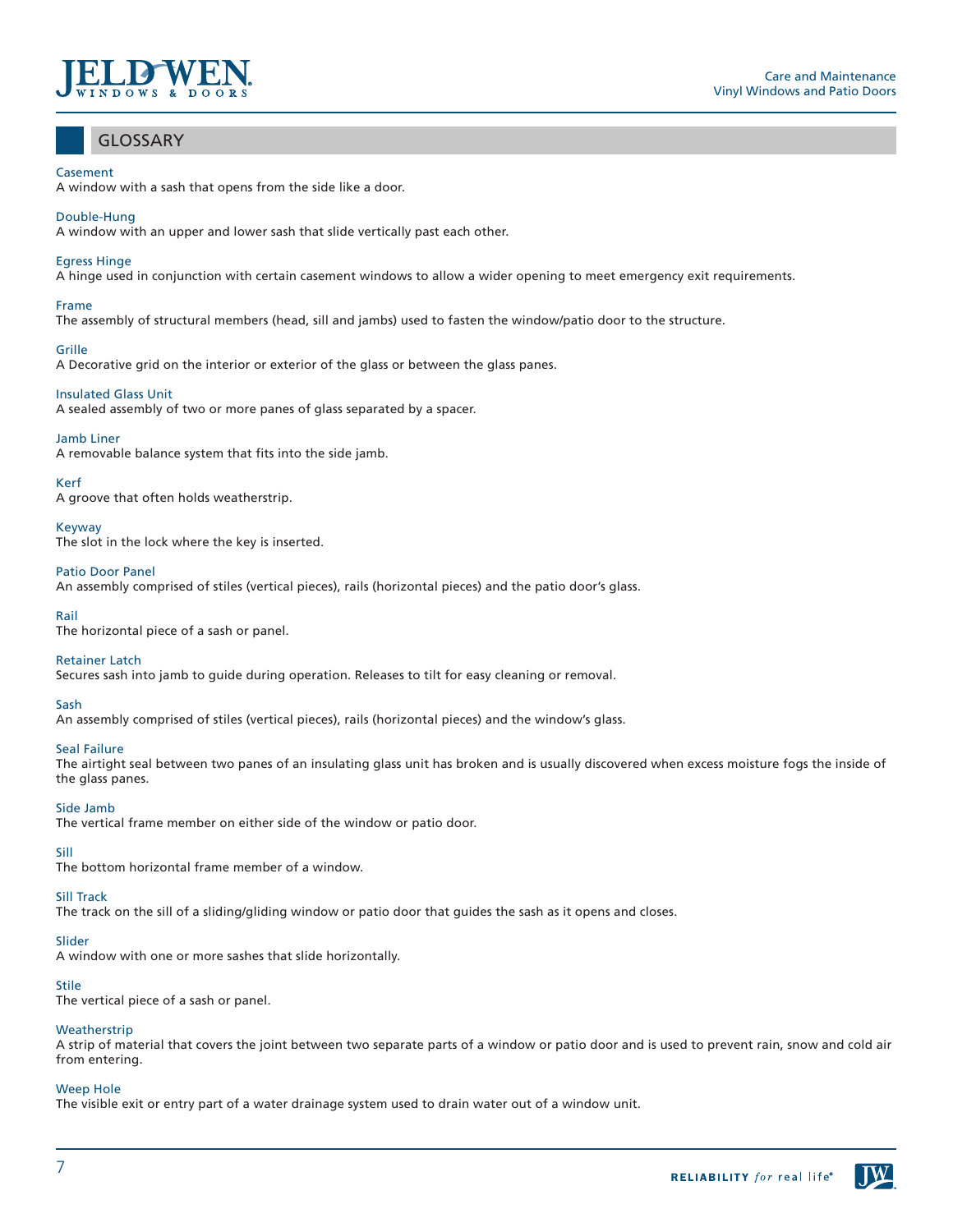## GLOSSARY

**Casement**
A window with a sash that opens from the side like a door.

**Double-Hung**
A window with an upper and lower sash that slide vertically past each other.

**Egress Hinge**
A hinge used in conjunction with certain casement windows to allow a wider opening to meet emergency exit requirements.

**Frame**
The assembly of structural members (head, sill and jambs) used to fasten the window/patio door to the structure.

**Grille**
A Decorative grid on the interior or exterior of the glass or between the glass panes.

**Insulated Glass Unit**
A sealed assembly of two or more panes of glass separated by a spacer.

**Jamb Liner**
A removable balance system that fits into the side jamb.

**Kerf**
A groove that often holds weatherstrip.

**Keyway**
The slot in the lock where the key is inserted.

**Patio Door Panel**
An assembly comprised of stiles (vertical pieces), rails (horizontal pieces) and the patio door's glass.

**Rail**
The horizontal piece of a sash or panel.

**Retainer Latch**
Secures sash into jamb to guide during operation. Releases to tilt for easy cleaning or removal.

**Sash**
An assembly comprised of stiles (vertical pieces), rails (horizontal pieces) and the window's glass.

**Seal Failure**
The airtight seal between two panes of an insulating glass unit has broken and is usually discovered when excess moisture fogs the inside of the glass panes.

**Side Jamb**
The vertical frame member on either side of the window or patio door.

**Sill**
The bottom horizontal frame member of a window.

**Sill Track**
The track on the sill of a sliding/gliding window or patio door that guides the sash as it opens and closes.

**Slider**
A window with one or more sashes that slide horizontally.

**Stile**
The vertical piece of a sash or panel.

**Weatherstrip**
A strip of material that covers the joint between two separate parts of a window or patio door and is used to prevent rain, snow and cold air from entering.

**Weep Hole**
The visible exit or entry part of a water drainage system used to drain water out of a window unit.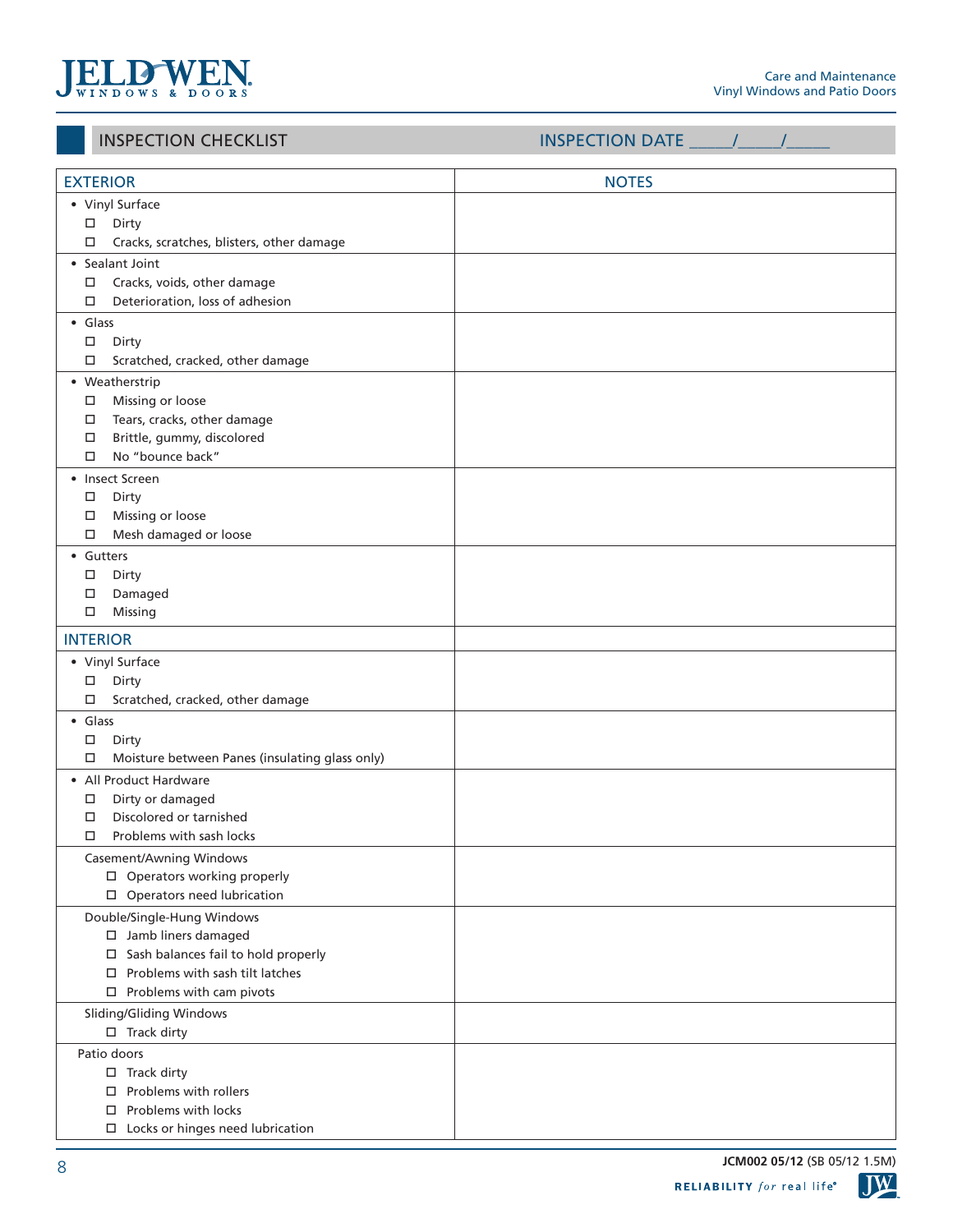## INSPECTION CHECKLIST

INSPECTION DATE _____/_____/_____

| EXTERIOR | NOTES |
|---|---|
| • Vinyl Surface<br>☐ Dirty<br>☐ Cracks, scratches, blisters, other damage | |
| • Sealant Joint<br>☐ Cracks, voids, other damage<br>☐ Deterioration, loss of adhesion | |
| • Glass<br>☐ Dirty<br>☐ Scratched, cracked, other damage | |
| • Weatherstrip<br>☐ Missing or loose<br>☐ Tears, cracks, other damage<br>☐ Brittle, gummy, discolored<br>☐ No "bounce back" | |
| • Insect Screen<br>☐ Dirty<br>☐ Missing or loose<br>☐ Mesh damaged or loose | |
| • Gutters<br>☐ Dirty<br>☐ Damaged<br>☐ Missing | |
| **INTERIOR** | |
| • Vinyl Surface<br>☐ Dirty<br>☐ Scratched, cracked, other damage | |
| • Glass<br>☐ Dirty<br>☐ Moisture between Panes (insulating glass only) | |
| • All Product Hardware<br>☐ Dirty or damaged<br>☐ Discolored or tarnished<br>☐ Problems with sash locks | |
| Casement/Awning Windows<br>☐ Operators working properly<br>☐ Operators need lubrication | |
| Double/Single-Hung Windows<br>☐ Jamb liners damaged<br>☐ Sash balances fail to hold properly<br>☐ Problems with sash tilt latches<br>☐ Problems with cam pivots | |
| Sliding/Gliding Windows<br>☐ Track dirty | |
| Patio doors<br>☐ Track dirty<br>☐ Problems with rollers<br>☐ Problems with locks<br>☐ Locks or hinges need lubrication | |

**JCM002 05/12** (SB 05/12 1.5M)